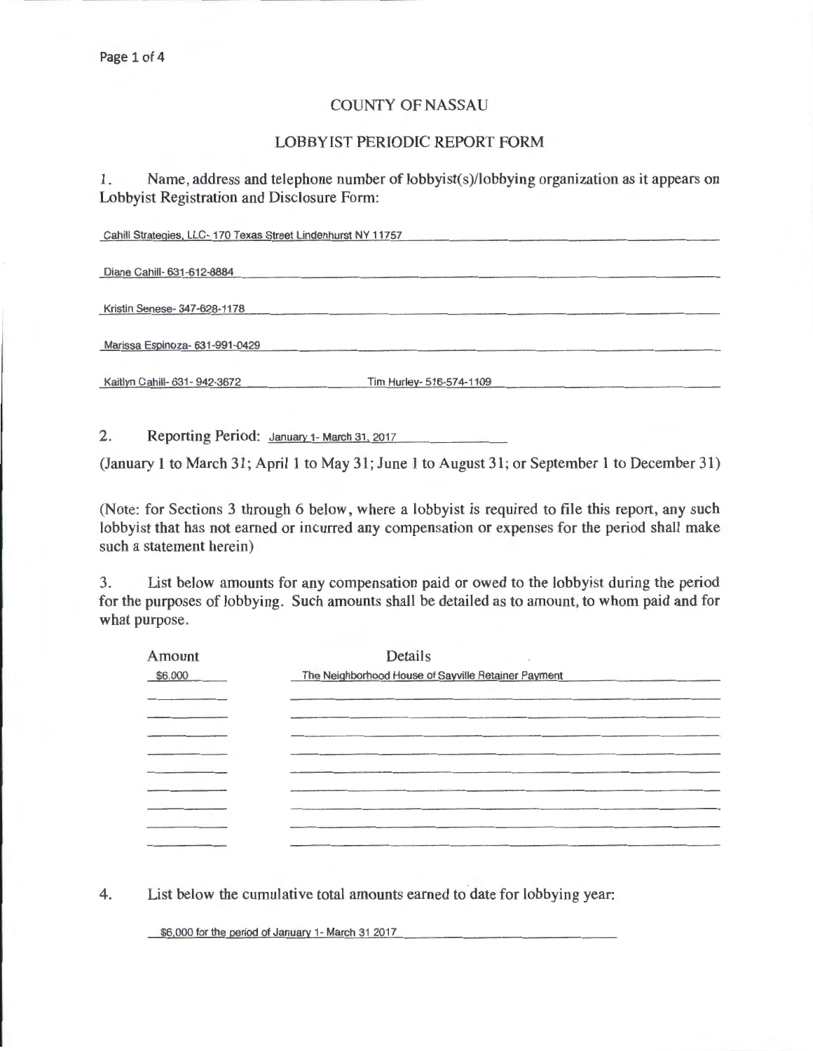# COUNTY OF NASSAU

## LOBBYIST PERIODIC REPORT FORM

1. Name, address and telephone number of lobbyist(s)/lobbying organization as it appears on Lobbyist Registration and Disclosure Form:

Cahill Strategies, LLC- 170 Texas Street Lindenhurst NY 11757

Diane Cahill- 631-612-8884

Kristin Senese- 347-628-1178

Marissa Espinoza- 631-991-0429

Kaitlyn Cahill- 631- 942-3672 Tim Hurley- 516-574-1109

2. Reporting Period: January 1- March 31, 2017

(January 1 to March 31; April 1 to May 31; June 1 to August 31; or September 1 to December 31)

(Note: for Sections 3 through 6 below, where a lobbyist is required to file this report, any such lobbyist that has not earned or incurred any compensation or expenses for the period shall make such a statement herein)

3. List below amounts for any compensation paid or owed to the lobbyist during the period for the purposes of lobbying. Such amounts shall be detailed as to amount, to whom paid and for what purpose.

| Amount | Details |
|---|---|
| $6,000 | The Neighborhood House of Sayville Retainer Payment |

4. List below the cumulative total amounts earned to date for lobbying year:

$6,000 for the period of January 1- March 31 2017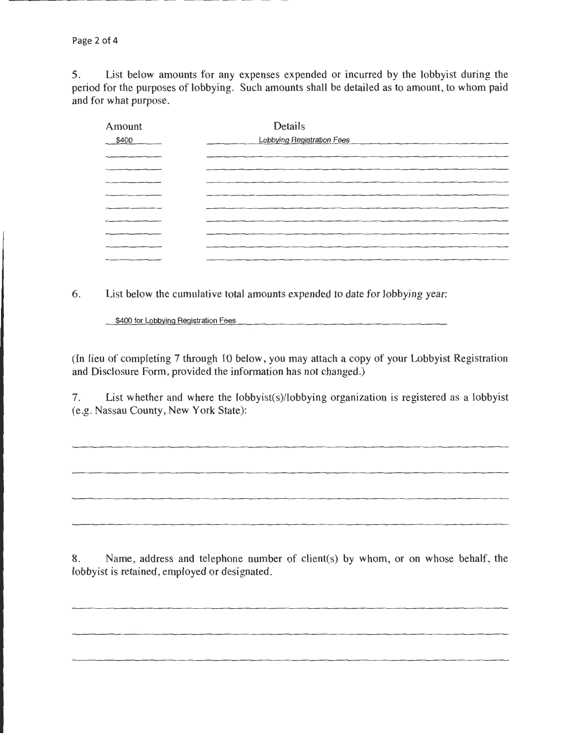5. List below amounts for any expenses expended or incurred by the lobbyist during the period for the purposes of lobbying. Such amounts shall be detailed as to amount, to whom paid and for what purpose.

| Amount | Details |
| --- | --- |
| $400 | Lobbying Registration Fees |
| | |
| | |
| | |
| | |
| | |
| | |
| | |
| | |

6. List below the cumulative total amounts expended to date for lobbying year:

$400 for Lobbying Registration Fees

(In lieu of completing 7 through 10 below, you may attach a copy of your Lobbyist Registration and Disclosure Form, provided the information has not changed.)

7. List whether and where the lobbyist(s)/lobbying organization is registered as a lobbyist (e.g. Nassau County, New York State):

8. Name, address and telephone number of client(s) by whom, or on whose behalf, the lobbyist is retained, employed or designated.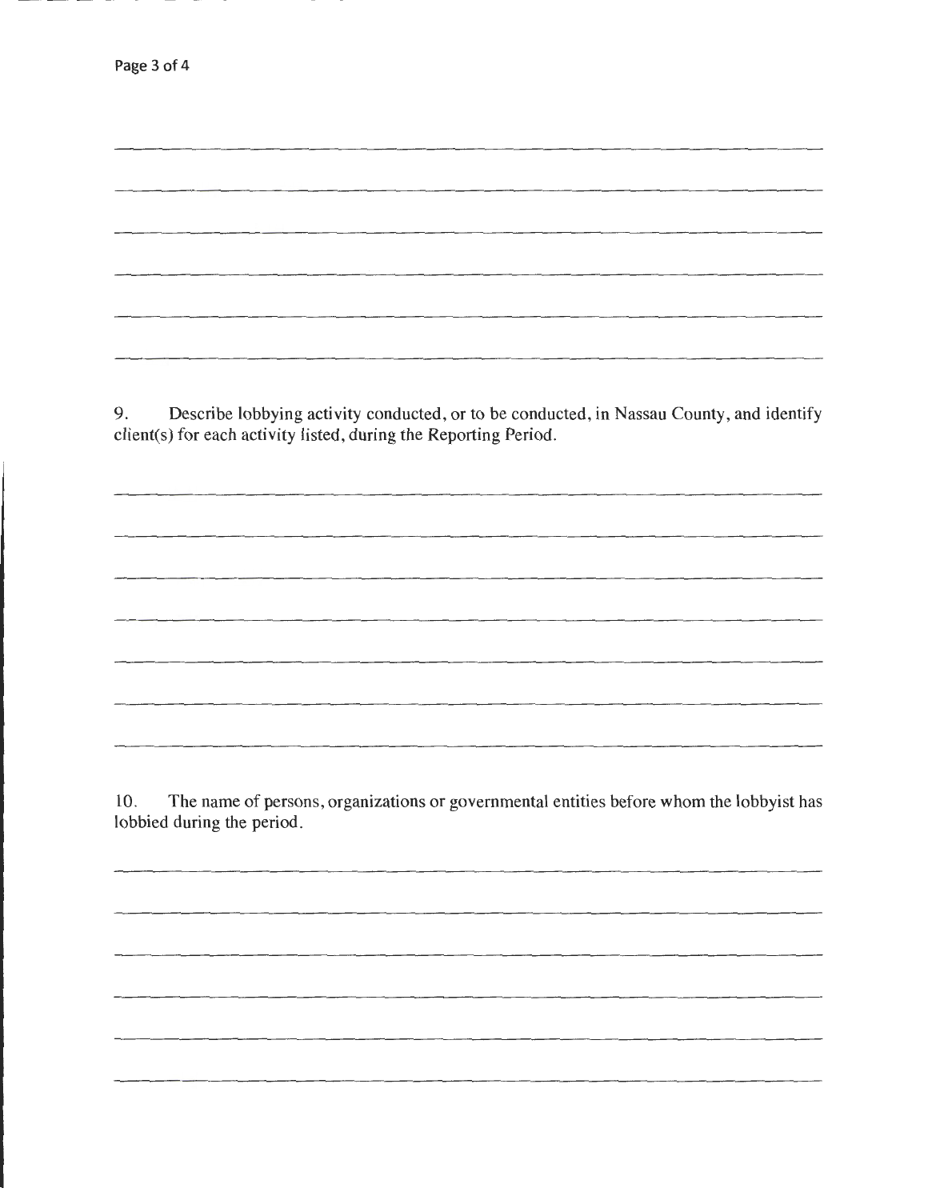9. Describe lobbying activity conducted, or to be conducted, in Nassau County, and identify client(s) for each activity listed, during the Reporting Period.

10. The name of persons, organizations or governmental entities before whom the lobbyist has lobbied during the period.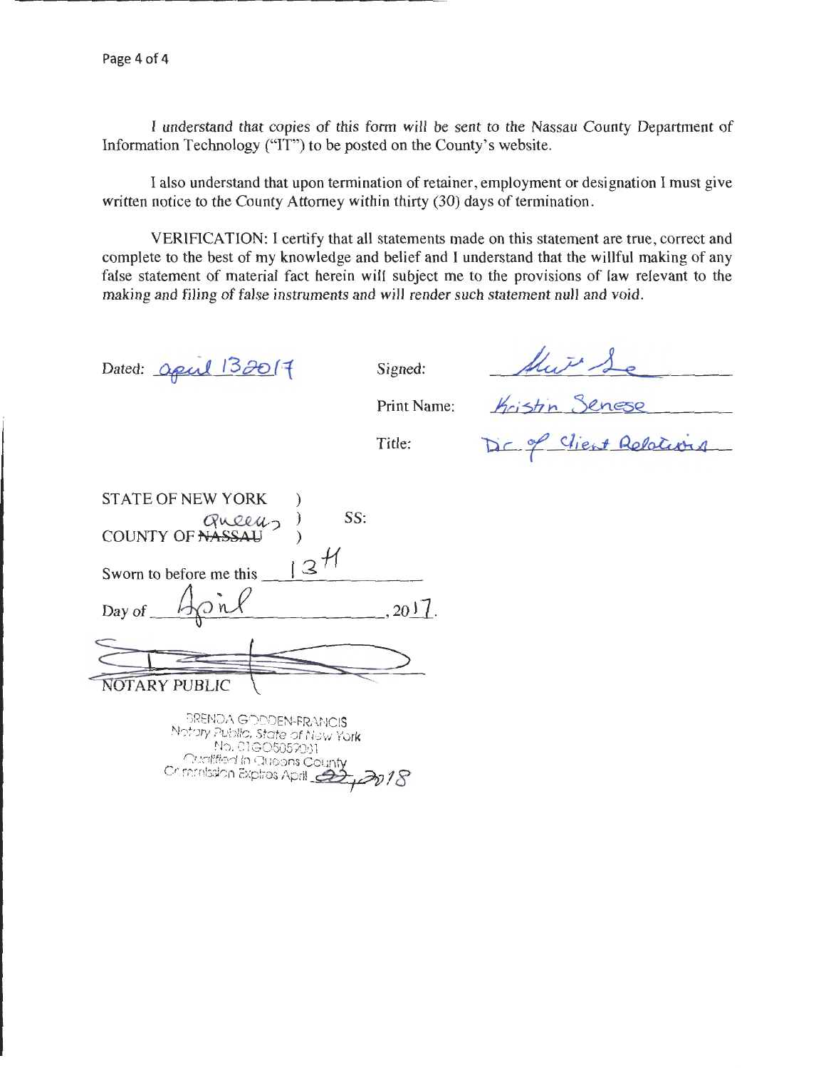I understand that copies of this form will be sent to the Nassau County Department of Information Technology ("IT") to be posted on the County's website.

I also understand that upon termination of retainer, employment or designation I must give written notice to the County Attorney within thirty (30) days of termination.

VERIFICATION: I certify that all statements made on this statement are true, correct and complete to the best of my knowledge and belief and I understand that the willful making of any false statement of material fact herein will subject me to the provisions of law relevant to the making and filing of false instruments and will render such statement null and void.

Dated: april 13 2017

Signed: [signature]

Print Name: Kristin Senese

Title: Dir. of Client Relations

STATE OF NEW YORK )
) SS:
COUNTY OF ~~NASSAU~~ Queens )

Sworn to before me this 13th

Day of April, 2017.

[signature]
NOTARY PUBLIC

BRENDA GODDEN-FRANCIS
Notary Public, State of New York
No. 01GO5059081
Qualified in Queens County
Commission Expires April 22, 2018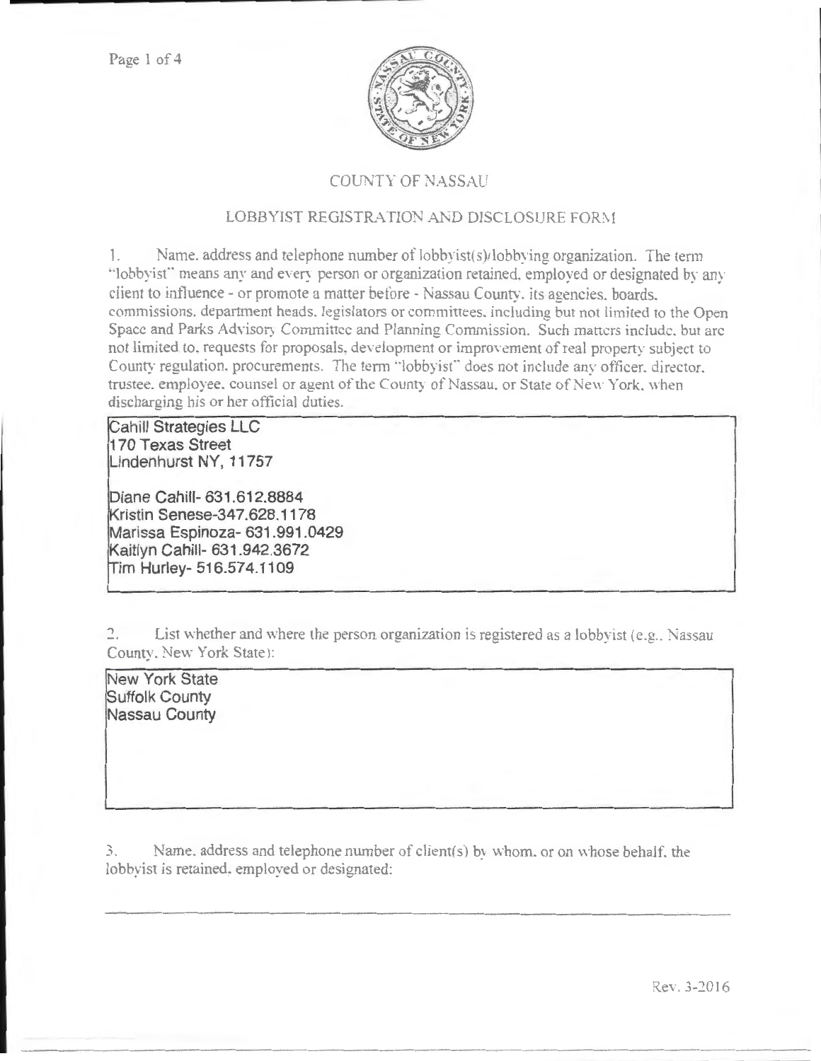## COUNTY OF NASSAU

### LOBBYIST REGISTRATION AND DISCLOSURE FORM

1. Name, address and telephone number of lobbyist(s)/lobbying organization. The term "lobbyist" means any and every person or organization retained, employed or designated by any client to influence - or promote a matter before - Nassau County, its agencies, boards, commissions, department heads, legislators or committees, including but not limited to the Open Space and Parks Advisory Committee and Planning Commission. Such matters include, but are not limited to, requests for proposals, development or improvement of real property subject to County regulation, procurements. The term "lobbyist" does not include any officer, director, trustee, employee, counsel or agent of the County of Nassau, or State of New York, when discharging his or her official duties.

Cahill Strategies LLC
170 Texas Street
Lindenhurst NY, 11757

Diane Cahill- 631.612.8884
Kristin Senese-347.628.1178
Marissa Espinoza- 631.991.0429
Kaitlyn Cahill- 631.942.3672
Tim Hurley- 516.574.1109

2. List whether and where the person organization is registered as a lobbyist (e.g., Nassau County, New York State):

New York State
Suffolk County
Nassau County

3. Name, address and telephone number of client(s) by whom, or on whose behalf, the lobbyist is retained, employed or designated:

Rev. 3-2016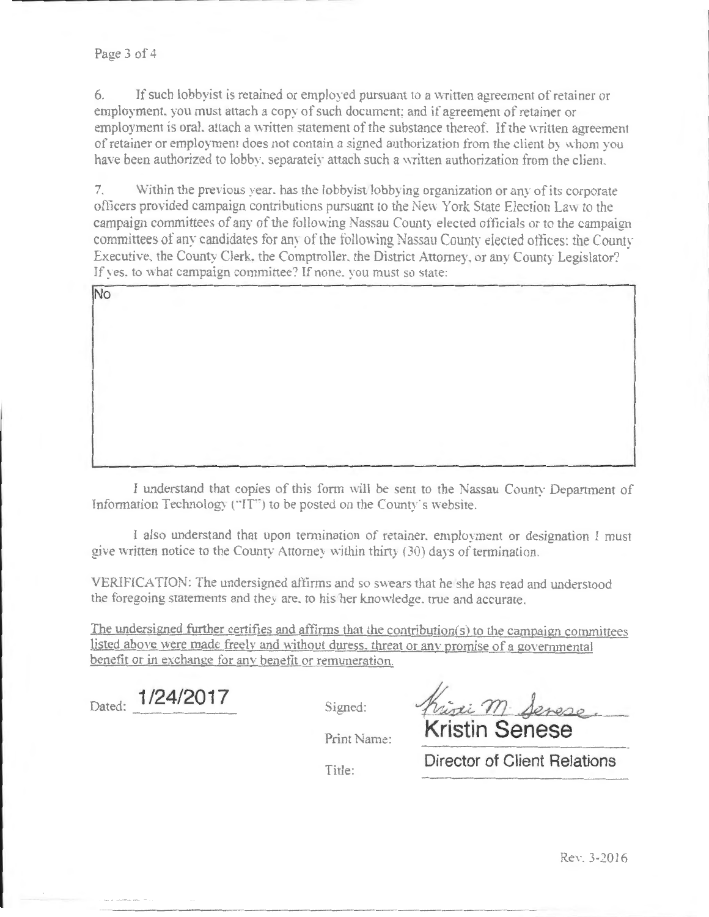6. If such lobbyist is retained or employed pursuant to a written agreement of retainer or employment, you must attach a copy of such document; and if agreement of retainer or employment is oral, attach a written statement of the substance thereof. If the written agreement of retainer or employment does not contain a signed authorization from the client by whom you have been authorized to lobby, separately attach such a written authorization from the client.

7. Within the previous year, has the lobbyist/lobbying organization or any of its corporate officers provided campaign contributions pursuant to the New York State Election Law to the campaign committees of any of the following Nassau County elected officials or to the campaign committees of any candidates for any of the following Nassau County elected offices: the County Executive, the County Clerk, the Comptroller, the District Attorney, or any County Legislator? If yes, to what campaign committee? If none, you must so state:

No

I understand that copies of this form will be sent to the Nassau County Department of Information Technology ("IT") to be posted on the County's website.

I also understand that upon termination of retainer, employment or designation I must give written notice to the County Attorney within thirty (30) days of termination.

VERIFICATION: The undersigned affirms and so swears that he/she has read and understood the foregoing statements and they are, to his/her knowledge, true and accurate.

The undersigned further certifies and affirms that the contribution(s) to the campaign committees listed above were made freely and without duress, threat or any promise of a governmental benefit or in exchange for any benefit or remuneration.

Dated: 1/24/2017

Signed: Kristi M. Senese

Print Name: Kristin Senese

Title: Director of Client Relations

Rev. 3-2016